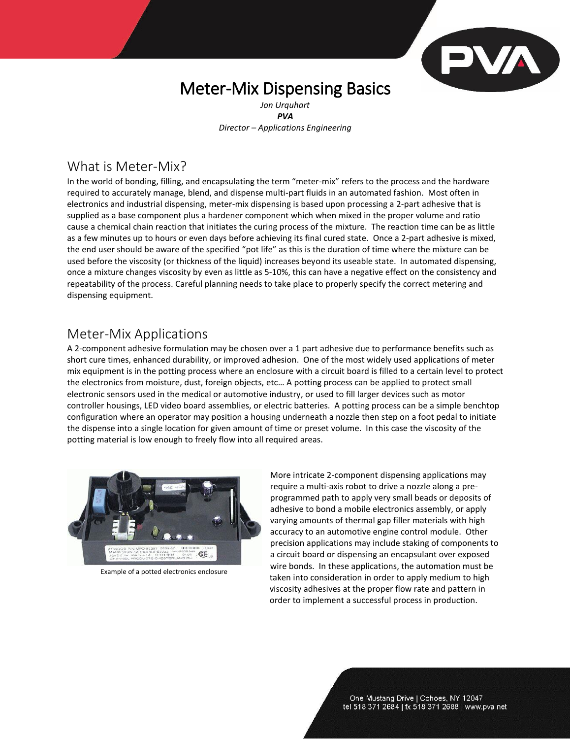# Meter-Mix Dispensing Basics

*Jon Urquhart*
***PVA***
*Director – Applications Engineering*

## What is Meter-Mix?

In the world of bonding, filling, and encapsulating the term "meter-mix" refers to the process and the hardware required to accurately manage, blend, and dispense multi-part fluids in an automated fashion. Most often in electronics and industrial dispensing, meter-mix dispensing is based upon processing a 2-part adhesive that is supplied as a base component plus a hardener component which when mixed in the proper volume and ratio cause a chemical chain reaction that initiates the curing process of the mixture. The reaction time can be as little as a few minutes up to hours or even days before achieving its final cured state. Once a 2-part adhesive is mixed, the end user should be aware of the specified "pot life" as this is the duration of time where the mixture can be used before the viscosity (or thickness of the liquid) increases beyond its useable state. In automated dispensing, once a mixture changes viscosity by even as little as 5-10%, this can have a negative effect on the consistency and repeatability of the process. Careful planning needs to take place to properly specify the correct metering and dispensing equipment.

## Meter-Mix Applications

A 2-component adhesive formulation may be chosen over a 1 part adhesive due to performance benefits such as short cure times, enhanced durability, or improved adhesion. One of the most widely used applications of meter mix equipment is in the potting process where an enclosure with a circuit board is filled to a certain level to protect the electronics from moisture, dust, foreign objects, etc… A potting process can be applied to protect small electronic sensors used in the medical or automotive industry, or used to fill larger devices such as motor controller housings, LED video board assemblies, or electric batteries. A potting process can be a simple benchtop configuration where an operator may position a housing underneath a nozzle then step on a foot pedal to initiate the dispense into a single location for given amount of time or preset volume. In this case the viscosity of the potting material is low enough to freely flow into all required areas.

Example of a potted electronics enclosure

More intricate 2-component dispensing applications may require a multi-axis robot to drive a nozzle along a pre-programmed path to apply very small beads or deposits of adhesive to bond a mobile electronics assembly, or apply varying amounts of thermal gap filler materials with high accuracy to an automotive engine control module. Other precision applications may include staking of components to a circuit board or dispensing an encapsulant over exposed wire bonds. In these applications, the automation must be taken into consideration in order to apply medium to high viscosity adhesives at the proper flow rate and pattern in order to implement a successful process in production.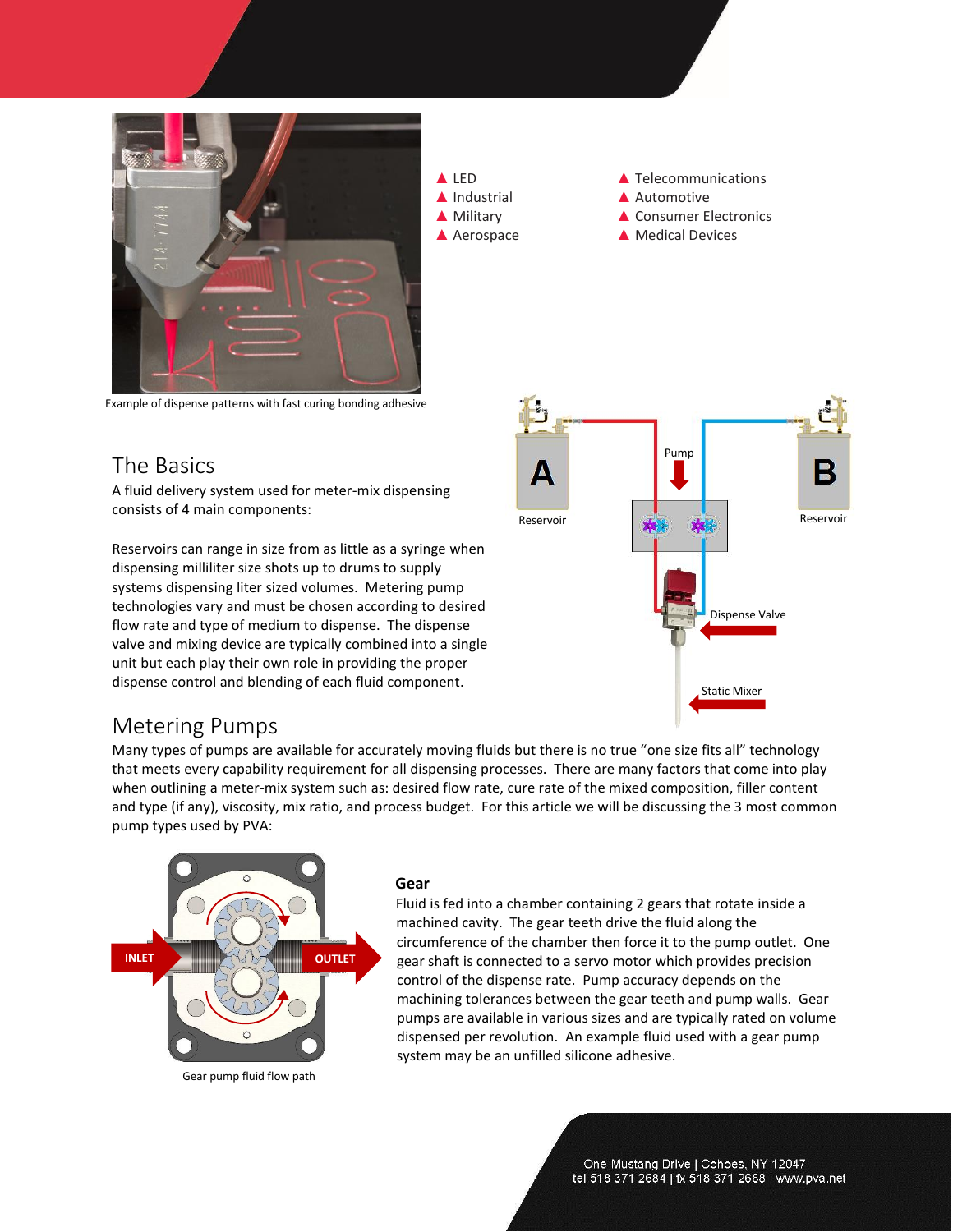- LED
- Industrial
- Military
- Aerospace
- Telecommunications
- Automotive
- Consumer Electronics
- Medical Devices

Example of dispense patterns with fast curing bonding adhesive

## The Basics

A fluid delivery system used for meter-mix dispensing consists of 4 main components:

Reservoirs can range in size from as little as a syringe when dispensing milliliter size shots up to drums to supply systems dispensing liter sized volumes. Metering pump technologies vary and must be chosen according to desired flow rate and type of medium to dispense. The dispense valve and mixing device are typically combined into a single unit but each play their own role in providing the proper dispense control and blending of each fluid component.

## Metering Pumps

Many types of pumps are available for accurately moving fluids but there is no true "one size fits all" technology that meets every capability requirement for all dispensing processes. There are many factors that come into play when outlining a meter-mix system such as: desired flow rate, cure rate of the mixed composition, filler content and type (if any), viscosity, mix ratio, and process budget. For this article we will be discussing the 3 most common pump types used by PVA:

Gear pump fluid flow path

### Gear

Fluid is fed into a chamber containing 2 gears that rotate inside a machined cavity. The gear teeth drive the fluid along the circumference of the chamber then force it to the pump outlet. One gear shaft is connected to a servo motor which provides precision control of the dispense rate. Pump accuracy depends on the machining tolerances between the gear teeth and pump walls. Gear pumps are available in various sizes and are typically rated on volume dispensed per revolution. An example fluid used with a gear pump system may be an unfilled silicone adhesive.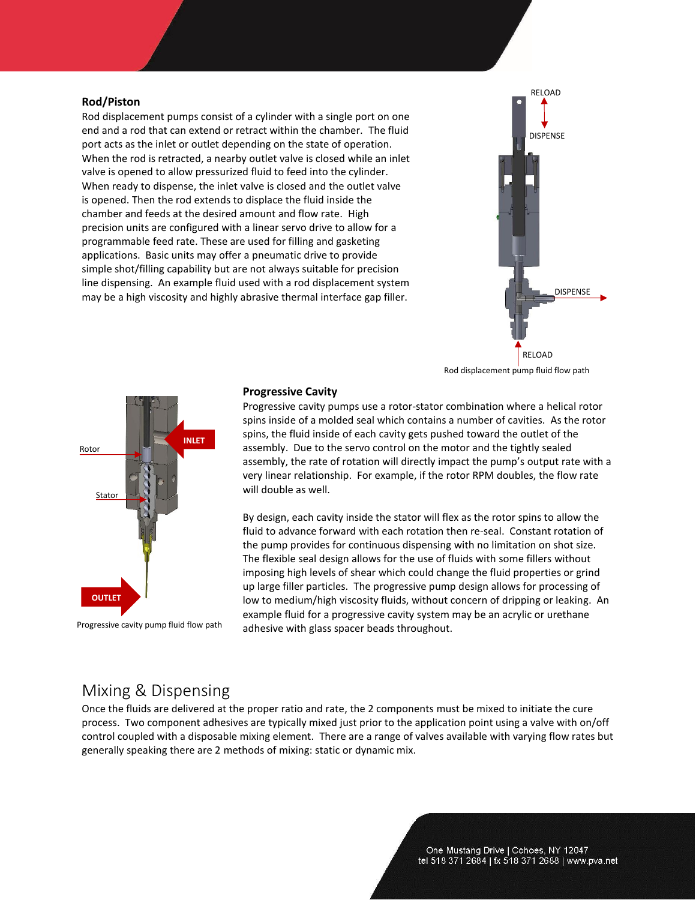### Rod/Piston

Rod displacement pumps consist of a cylinder with a single port on one end and a rod that can extend or retract within the chamber. The fluid port acts as the inlet or outlet depending on the state of operation. When the rod is retracted, a nearby outlet valve is closed while an inlet valve is opened to allow pressurized fluid to feed into the cylinder. When ready to dispense, the inlet valve is closed and the outlet valve is opened. Then the rod extends to displace the fluid inside the chamber and feeds at the desired amount and flow rate. High precision units are configured with a linear servo drive to allow for a programmable feed rate. These are used for filling and gasketing applications. Basic units may offer a pneumatic drive to provide simple shot/filling capability but are not always suitable for precision line dispensing. An example fluid used with a rod displacement system may be a high viscosity and highly abrasive thermal interface gap filler.

Rod displacement pump fluid flow path

### Progressive Cavity

Progressive cavity pumps use a rotor-stator combination where a helical rotor spins inside of a molded seal which contains a number of cavities. As the rotor spins, the fluid inside of each cavity gets pushed toward the outlet of the assembly. Due to the servo control on the motor and the tightly sealed assembly, the rate of rotation will directly impact the pump's output rate with a very linear relationship. For example, if the rotor RPM doubles, the flow rate will double as well.

By design, each cavity inside the stator will flex as the rotor spins to allow the fluid to advance forward with each rotation then re-seal. Constant rotation of the pump provides for continuous dispensing with no limitation on shot size. The flexible seal design allows for the use of fluids with some fillers without imposing high levels of shear which could change the fluid properties or grind up large filler particles. The progressive pump design allows for processing of low to medium/high viscosity fluids, without concern of dripping or leaking. An example fluid for a progressive cavity system may be an acrylic or urethane adhesive with glass spacer beads throughout.

Progressive cavity pump fluid flow path

## Mixing & Dispensing

Once the fluids are delivered at the proper ratio and rate, the 2 components must be mixed to initiate the cure process. Two component adhesives are typically mixed just prior to the application point using a valve with on/off control coupled with a disposable mixing element. There are a range of valves available with varying flow rates but generally speaking there are 2 methods of mixing: static or dynamic mix.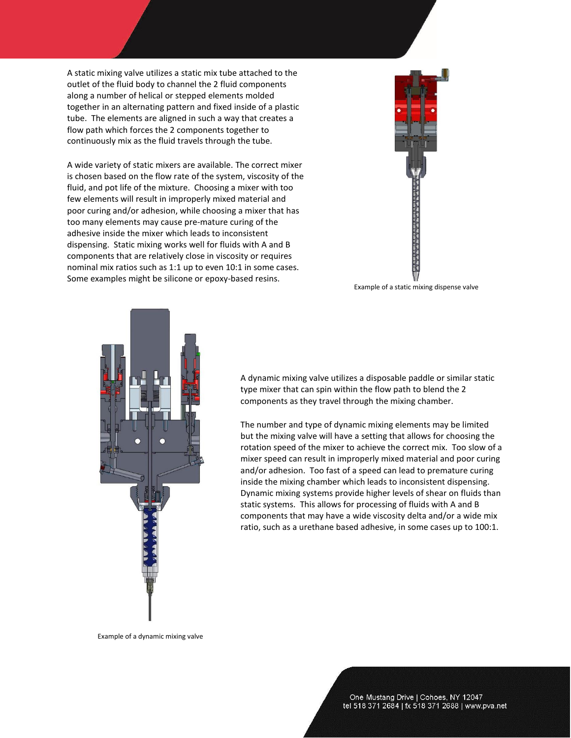A static mixing valve utilizes a static mix tube attached to the outlet of the fluid body to channel the 2 fluid components along a number of helical or stepped elements molded together in an alternating pattern and fixed inside of a plastic tube. The elements are aligned in such a way that creates a flow path which forces the 2 components together to continuously mix as the fluid travels through the tube.

A wide variety of static mixers are available. The correct mixer is chosen based on the flow rate of the system, viscosity of the fluid, and pot life of the mixture. Choosing a mixer with too few elements will result in improperly mixed material and poor curing and/or adhesion, while choosing a mixer that has too many elements may cause pre-mature curing of the adhesive inside the mixer which leads to inconsistent dispensing. Static mixing works well for fluids with A and B components that are relatively close in viscosity or requires nominal mix ratios such as 1:1 up to even 10:1 in some cases. Some examples might be silicone or epoxy-based resins.

Example of a static mixing dispense valve

A dynamic mixing valve utilizes a disposable paddle or similar static type mixer that can spin within the flow path to blend the 2 components as they travel through the mixing chamber.

The number and type of dynamic mixing elements may be limited but the mixing valve will have a setting that allows for choosing the rotation speed of the mixer to achieve the correct mix. Too slow of a mixer speed can result in improperly mixed material and poor curing and/or adhesion. Too fast of a speed can lead to premature curing inside the mixing chamber which leads to inconsistent dispensing. Dynamic mixing systems provide higher levels of shear on fluids than static systems. This allows for processing of fluids with A and B components that may have a wide viscosity delta and/or a wide mix ratio, such as a urethane based adhesive, in some cases up to 100:1.

Example of a dynamic mixing valve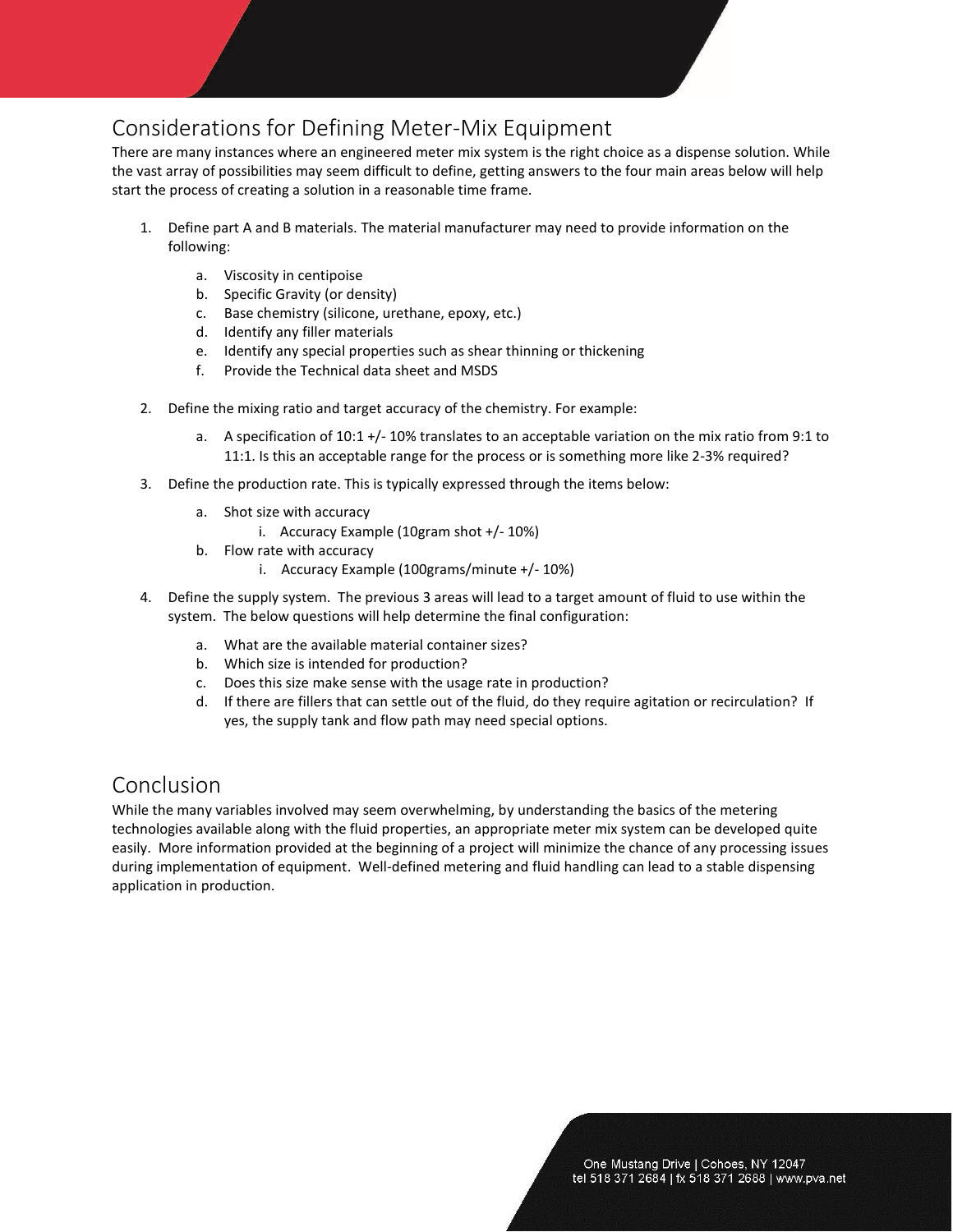## Considerations for Defining Meter-Mix Equipment

There are many instances where an engineered meter mix system is the right choice as a dispense solution. While the vast array of possibilities may seem difficult to define, getting answers to the four main areas below will help start the process of creating a solution in a reasonable time frame.

1. Define part A and B materials. The material manufacturer may need to provide information on the following:

   a. Viscosity in centipoise
   b. Specific Gravity (or density)
   c. Base chemistry (silicone, urethane, epoxy, etc.)
   d. Identify any filler materials
   e. Identify any special properties such as shear thinning or thickening
   f. Provide the Technical data sheet and MSDS

2. Define the mixing ratio and target accuracy of the chemistry. For example:

   a. A specification of 10:1 +/- 10% translates to an acceptable variation on the mix ratio from 9:1 to 11:1. Is this an acceptable range for the process or is something more like 2-3% required?

3. Define the production rate. This is typically expressed through the items below:

   a. Shot size with accuracy
      i. Accuracy Example (10gram shot +/- 10%)
   b. Flow rate with accuracy
      i. Accuracy Example (100grams/minute +/- 10%)

4. Define the supply system. The previous 3 areas will lead to a target amount of fluid to use within the system. The below questions will help determine the final configuration:

   a. What are the available material container sizes?
   b. Which size is intended for production?
   c. Does this size make sense with the usage rate in production?
   d. If there are fillers that can settle out of the fluid, do they require agitation or recirculation? If yes, the supply tank and flow path may need special options.

## Conclusion

While the many variables involved may seem overwhelming, by understanding the basics of the metering technologies available along with the fluid properties, an appropriate meter mix system can be developed quite easily. More information provided at the beginning of a project will minimize the chance of any processing issues during implementation of equipment. Well-defined metering and fluid handling can lead to a stable dispensing application in production.